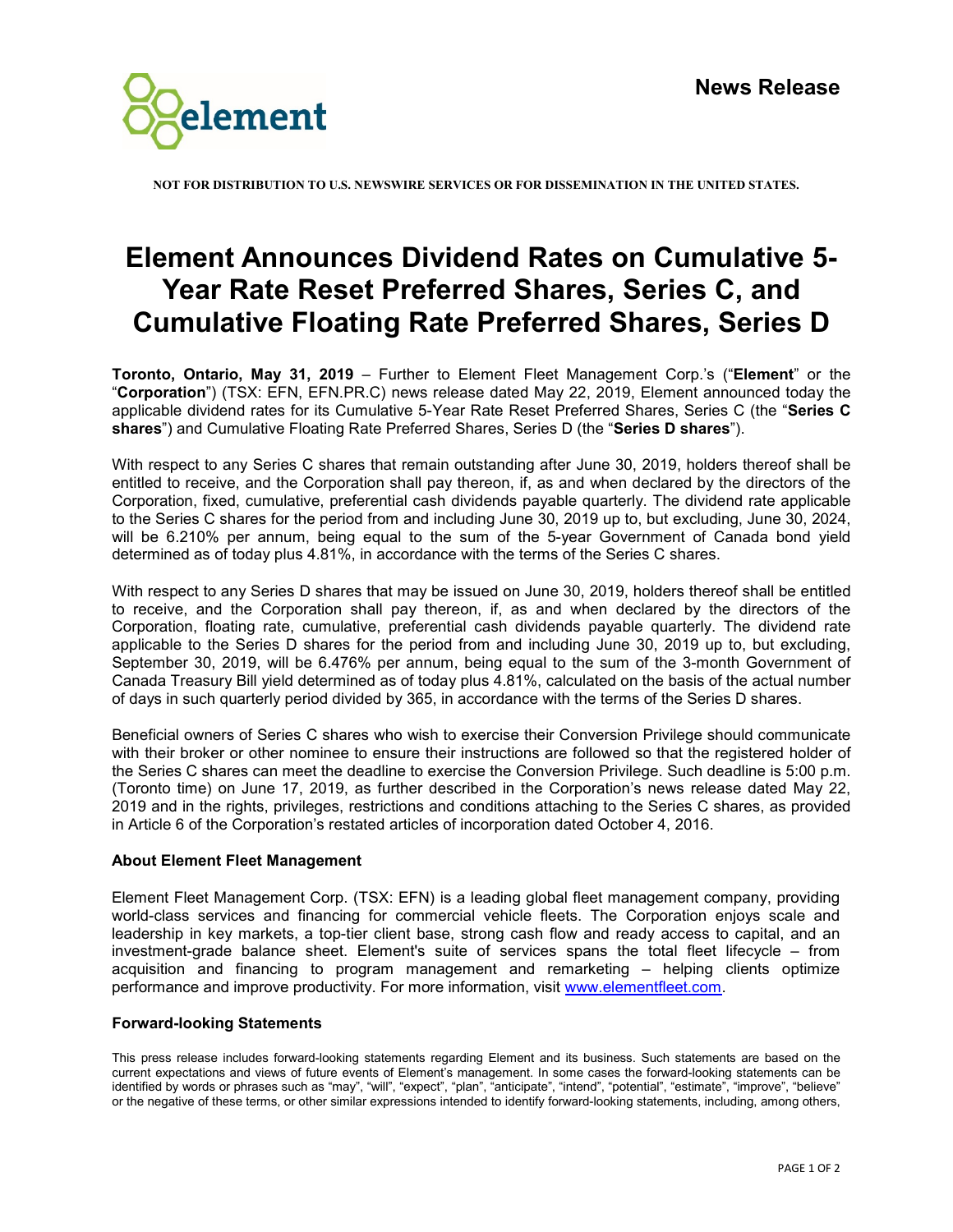**News Release**

NOT FOR DISTRIBUTION TO U.S. NEWSWIRE SERVICES OR FOR DISSEMINATION IN THE UNITED STATES.

# Element Announces Dividend Rates on Cumulative 5-Year Rate Reset Preferred Shares, Series C, and Cumulative Floating Rate Preferred Shares, Series D

**Toronto, Ontario, May 31, 2019** – Further to Element Fleet Management Corp.'s ("**Element**" or the "**Corporation**") (TSX: EFN, EFN.PR.C) news release dated May 22, 2019, Element announced today the applicable dividend rates for its Cumulative 5-Year Rate Reset Preferred Shares, Series C (the "**Series C shares**") and Cumulative Floating Rate Preferred Shares, Series D (the "**Series D shares**").

With respect to any Series C shares that remain outstanding after June 30, 2019, holders thereof shall be entitled to receive, and the Corporation shall pay thereon, if, as and when declared by the directors of the Corporation, fixed, cumulative, preferential cash dividends payable quarterly. The dividend rate applicable to the Series C shares for the period from and including June 30, 2019 up to, but excluding, June 30, 2024, will be 6.210% per annum, being equal to the sum of the 5-year Government of Canada bond yield determined as of today plus 4.81%, in accordance with the terms of the Series C shares.

With respect to any Series D shares that may be issued on June 30, 2019, holders thereof shall be entitled to receive, and the Corporation shall pay thereon, if, as and when declared by the directors of the Corporation, floating rate, cumulative, preferential cash dividends payable quarterly. The dividend rate applicable to the Series D shares for the period from and including June 30, 2019 up to, but excluding, September 30, 2019, will be 6.476% per annum, being equal to the sum of the 3-month Government of Canada Treasury Bill yield determined as of today plus 4.81%, calculated on the basis of the actual number of days in such quarterly period divided by 365, in accordance with the terms of the Series D shares.

Beneficial owners of Series C shares who wish to exercise their Conversion Privilege should communicate with their broker or other nominee to ensure their instructions are followed so that the registered holder of the Series C shares can meet the deadline to exercise the Conversion Privilege. Such deadline is 5:00 p.m. (Toronto time) on June 17, 2019, as further described in the Corporation's news release dated May 22, 2019 and in the rights, privileges, restrictions and conditions attaching to the Series C shares, as provided in Article 6 of the Corporation's restated articles of incorporation dated October 4, 2016.

### About Element Fleet Management

Element Fleet Management Corp. (TSX: EFN) is a leading global fleet management company, providing world-class services and financing for commercial vehicle fleets. The Corporation enjoys scale and leadership in key markets, a top-tier client base, strong cash flow and ready access to capital, and an investment-grade balance sheet. Element's suite of services spans the total fleet lifecycle – from acquisition and financing to program management and remarketing – helping clients optimize performance and improve productivity. For more information, visit www.elementfleet.com.

### Forward-looking Statements

This press release includes forward-looking statements regarding Element and its business. Such statements are based on the current expectations and views of future events of Element's management. In some cases the forward-looking statements can be identified by words or phrases such as "may", "will", "expect", "plan", "anticipate", "intend", "potential", "estimate", "improve", "believe" or the negative of these terms, or other similar expressions intended to identify forward-looking statements, including, among others,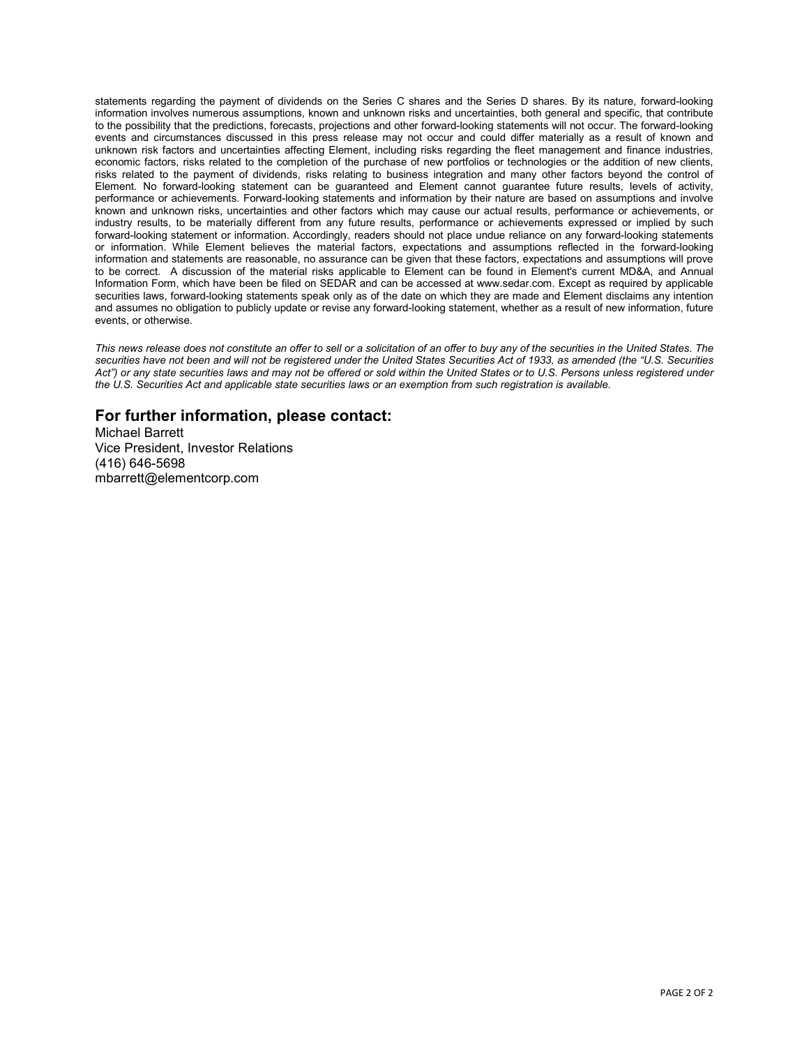statements regarding the payment of dividends on the Series C shares and the Series D shares. By its nature, forward-looking information involves numerous assumptions, known and unknown risks and uncertainties, both general and specific, that contribute to the possibility that the predictions, forecasts, projections and other forward-looking statements will not occur. The forward-looking events and circumstances discussed in this press release may not occur and could differ materially as a result of known and unknown risk factors and uncertainties affecting Element, including risks regarding the fleet management and finance industries, economic factors, risks related to the completion of the purchase of new portfolios or technologies or the addition of new clients, risks related to the payment of dividends, risks relating to business integration and many other factors beyond the control of Element. No forward-looking statement can be guaranteed and Element cannot guarantee future results, levels of activity, performance or achievements. Forward-looking statements and information by their nature are based on assumptions and involve known and unknown risks, uncertainties and other factors which may cause our actual results, performance or achievements, or industry results, to be materially different from any future results, performance or achievements expressed or implied by such forward-looking statement or information. Accordingly, readers should not place undue reliance on any forward-looking statements or information. While Element believes the material factors, expectations and assumptions reflected in the forward-looking information and statements are reasonable, no assurance can be given that these factors, expectations and assumptions will prove to be correct. A discussion of the material risks applicable to Element can be found in Element's current MD&A, and Annual Information Form, which have been be filed on SEDAR and can be accessed at www.sedar.com. Except as required by applicable securities laws, forward-looking statements speak only as of the date on which they are made and Element disclaims any intention and assumes no obligation to publicly update or revise any forward-looking statement, whether as a result of new information, future events, or otherwise.

*This news release does not constitute an offer to sell or a solicitation of an offer to buy any of the securities in the United States. The securities have not been and will not be registered under the United States Securities Act of 1933, as amended (the "U.S. Securities Act") or any state securities laws and may not be offered or sold within the United States or to U.S. Persons unless registered under the U.S. Securities Act and applicable state securities laws or an exemption from such registration is available.*

## For further information, please contact:

Michael Barrett
Vice President, Investor Relations
(416) 646-5698
mbarrett@elementcorp.com